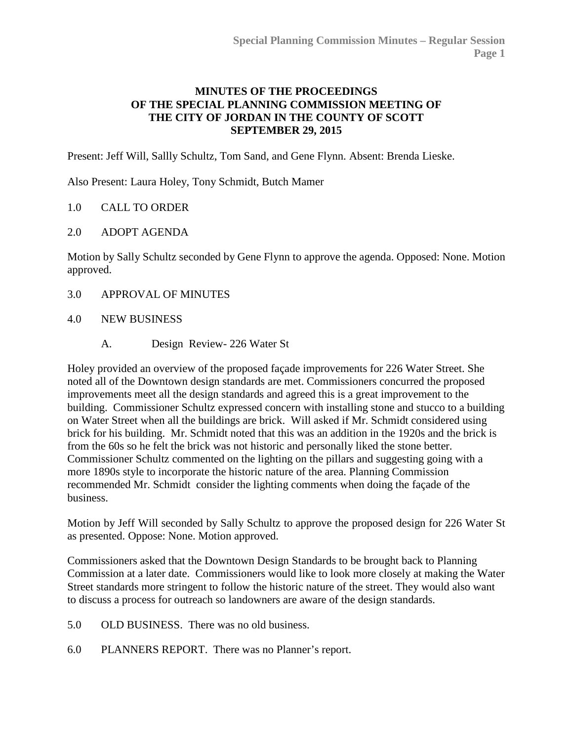# MINUTES OF THE PROCEEDINGS OF THE SPECIAL PLANNING COMMISSION MEETING OF THE CITY OF JORDAN IN THE COUNTY OF SCOTT SEPTEMBER 29, 2015

Present: Jeff Will, Sallly Schultz, Tom Sand, and Gene Flynn. Absent: Brenda Lieske.

Also Present: Laura Holey, Tony Schmidt, Butch Mamer

1.0 CALL TO ORDER

2.0 ADOPT AGENDA

Motion by Sally Schultz seconded by Gene Flynn to approve the agenda. Opposed: None. Motion approved.

3.0 APPROVAL OF MINUTES

4.0 NEW BUSINESS

A. Design Review- 226 Water St

Holey provided an overview of the proposed façade improvements for 226 Water Street. She noted all of the Downtown design standards are met. Commissioners concurred the proposed improvements meet all the design standards and agreed this is a great improvement to the building. Commissioner Schultz expressed concern with installing stone and stucco to a building on Water Street when all the buildings are brick. Will asked if Mr. Schmidt considered using brick for his building. Mr. Schmidt noted that this was an addition in the 1920s and the brick is from the 60s so he felt the brick was not historic and personally liked the stone better. Commissioner Schultz commented on the lighting on the pillars and suggesting going with a more 1890s style to incorporate the historic nature of the area. Planning Commission recommended Mr. Schmidt consider the lighting comments when doing the façade of the business.

Motion by Jeff Will seconded by Sally Schultz to approve the proposed design for 226 Water St as presented. Oppose: None. Motion approved.

Commissioners asked that the Downtown Design Standards to be brought back to Planning Commission at a later date. Commissioners would like to look more closely at making the Water Street standards more stringent to follow the historic nature of the street. They would also want to discuss a process for outreach so landowners are aware of the design standards.

5.0 OLD BUSINESS. There was no old business.

6.0 PLANNERS REPORT. There was no Planner's report.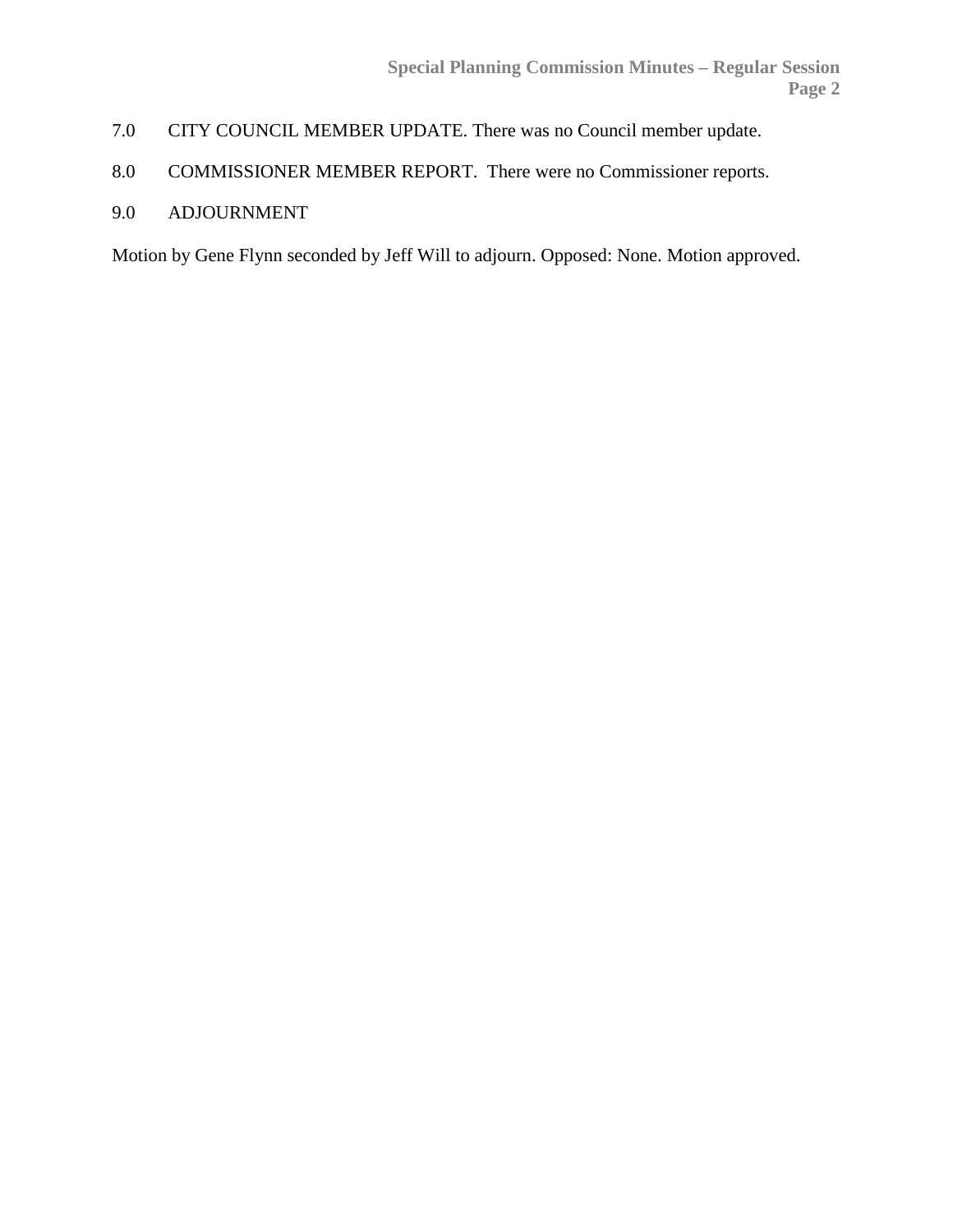7.0 CITY COUNCIL MEMBER UPDATE. There was no Council member update.

8.0 COMMISSIONER MEMBER REPORT. There were no Commissioner reports.

9.0 ADJOURNMENT

Motion by Gene Flynn seconded by Jeff Will to adjourn. Opposed: None. Motion approved.